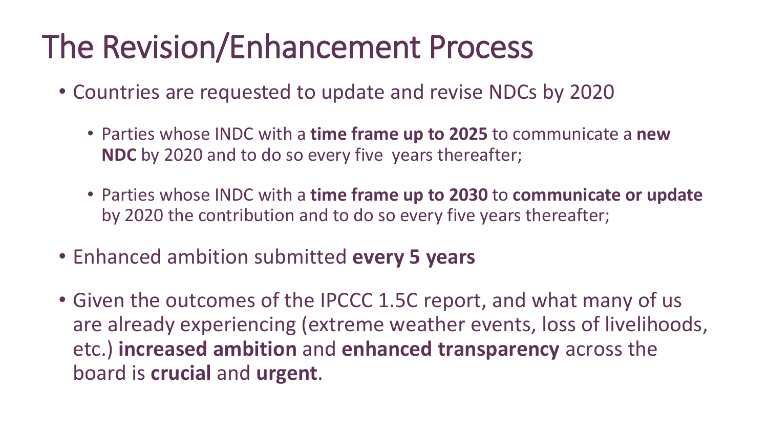# The Revision/Enhancement Process

- Countries are requested to update and revise NDCs by 2020
  - Parties whose INDC with a **time frame up to 2025** to communicate a **new NDC** by 2020 and to do so every five years thereafter;
  - Parties whose INDC with a **time frame up to 2030** to **communicate or update** by 2020 the contribution and to do so every five years thereafter;
- Enhanced ambition submitted **every 5 years**
- Given the outcomes of the IPCCC 1.5C report, and what many of us are already experiencing (extreme weather events, loss of livelihoods, etc.) **increased ambition** and **enhanced transparency** across the board is **crucial** and **urgent**.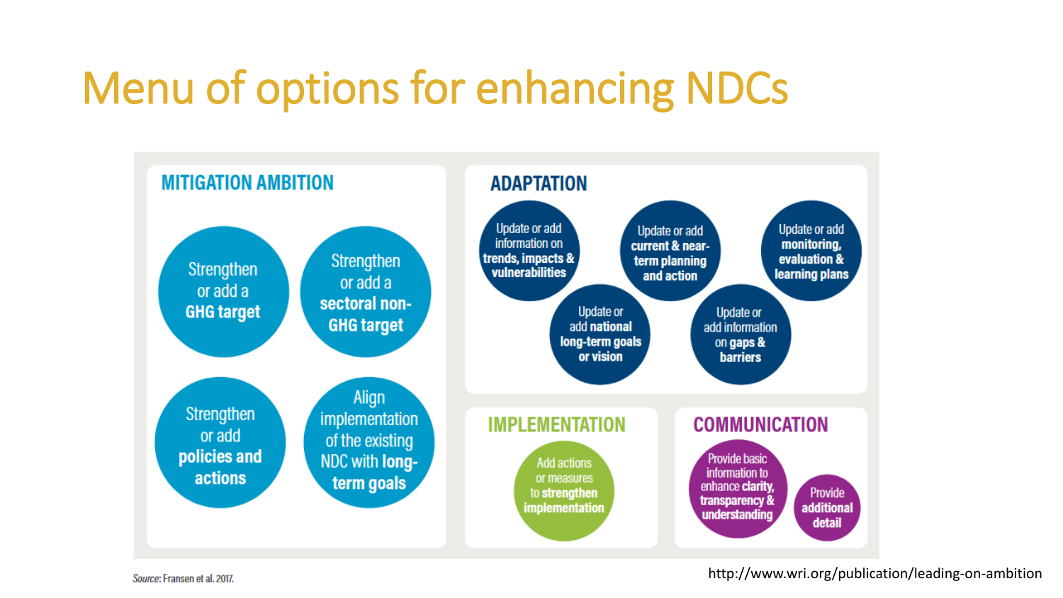# Menu of options for enhancing NDCs

## MITIGATION AMBITION

- Strengthen or add a **GHG target**
- Strengthen or add a **sectoral non-GHG target**
- Strengthen or add **policies and actions**
- Align implementation of the existing NDC with **long-term goals**

## ADAPTATION

- Update or add information on **trends, impacts & vulnerabilities**
- Update or add **current & near-term planning and action**
- Update or add **monitoring, evaluation & learning plans**
- Update or add **national long-term goals or vision**
- Update or add information on **gaps & barriers**

## IMPLEMENTATION

- Add actions or measures **to strengthen implementation**

## COMMUNICATION

- Provide basic information to enhance **clarity, transparency & understanding**
- Provide **additional detail**

*Source:* Fransen et al. 2017.

http://www.wri.org/publication/leading-on-ambition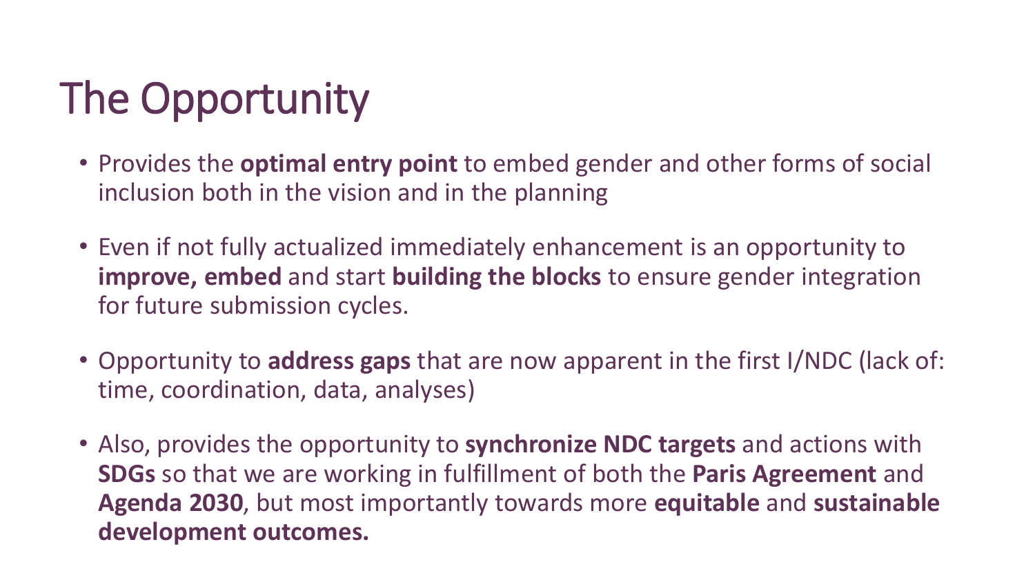# The Opportunity

- Provides the **optimal entry point** to embed gender and other forms of social inclusion both in the vision and in the planning
- Even if not fully actualized immediately enhancement is an opportunity to **improve, embed** and start **building the blocks** to ensure gender integration for future submission cycles.
- Opportunity to **address gaps** that are now apparent in the first I/NDC (lack of: time, coordination, data, analyses)
- Also, provides the opportunity to **synchronize NDC targets** and actions with **SDGs** so that we are working in fulfillment of both the **Paris Agreement** and **Agenda 2030**, but most importantly towards more **equitable** and **sustainable development outcomes.**